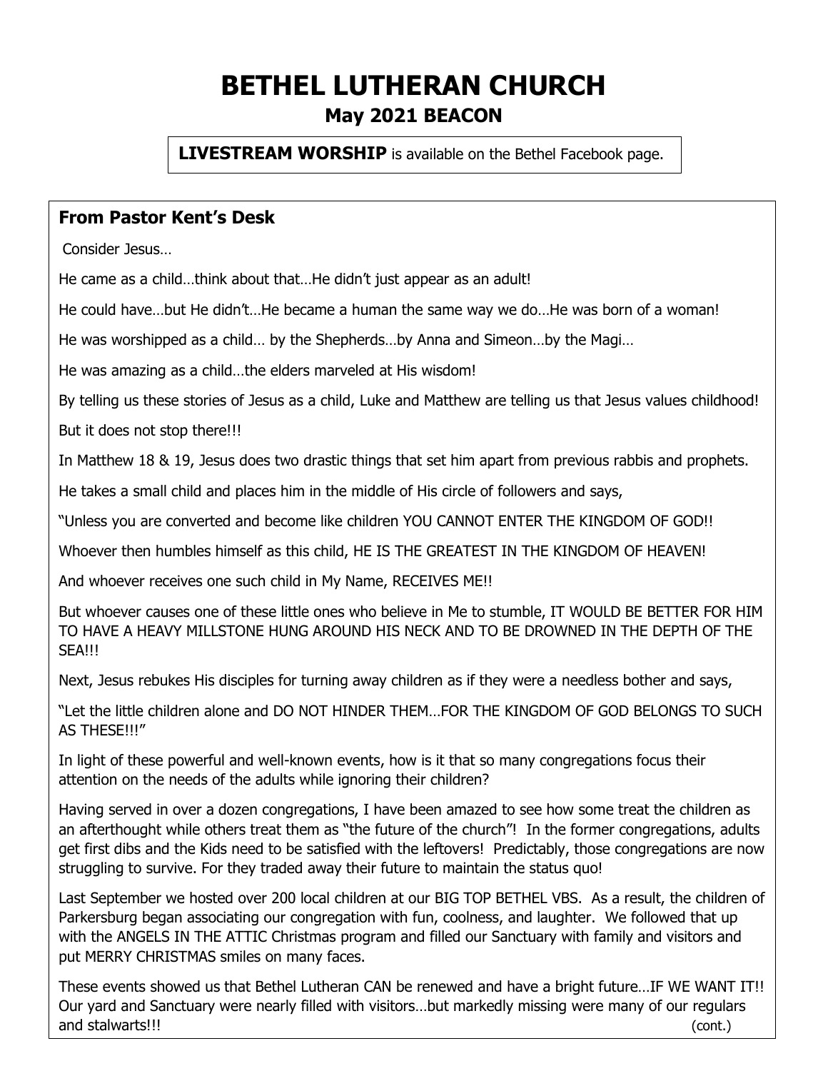# BETHEL LUTHERAN CHURCH

## May 2021 BEACON

**LIVESTREAM WORSHIP** is available on the Bethel Facebook page.

### From Pastor Kent's Desk

Consider Jesus…

He came as a child…think about that…He didn't just appear as an adult!

He could have…but He didn't…He became a human the same way we do…He was born of a woman!

He was worshipped as a child… by the Shepherds…by Anna and Simeon…by the Magi…

He was amazing as a child…the elders marveled at His wisdom!

By telling us these stories of Jesus as a child, Luke and Matthew are telling us that Jesus values childhood!

But it does not stop there!!!

In Matthew 18 & 19, Jesus does two drastic things that set him apart from previous rabbis and prophets.

He takes a small child and places him in the middle of His circle of followers and says,

"Unless you are converted and become like children YOU CANNOT ENTER THE KINGDOM OF GOD!!

Whoever then humbles himself as this child, HE IS THE GREATEST IN THE KINGDOM OF HEAVEN!

And whoever receives one such child in My Name, RECEIVES ME!!

But whoever causes one of these little ones who believe in Me to stumble, IT WOULD BE BETTER FOR HIM TO HAVE A HEAVY MILLSTONE HUNG AROUND HIS NECK AND TO BE DROWNED IN THE DEPTH OF THE SEA!!!

Next, Jesus rebukes His disciples for turning away children as if they were a needless bother and says,

"Let the little children alone and DO NOT HINDER THEM…FOR THE KINGDOM OF GOD BELONGS TO SUCH AS THESE!!!"

In light of these powerful and well-known events, how is it that so many congregations focus their attention on the needs of the adults while ignoring their children?

Having served in over a dozen congregations, I have been amazed to see how some treat the children as an afterthought while others treat them as "the future of the church"! In the former congregations, adults get first dibs and the Kids need to be satisfied with the leftovers! Predictably, those congregations are now struggling to survive. For they traded away their future to maintain the status quo!

Last September we hosted over 200 local children at our BIG TOP BETHEL VBS. As a result, the children of Parkersburg began associating our congregation with fun, coolness, and laughter. We followed that up with the ANGELS IN THE ATTIC Christmas program and filled our Sanctuary with family and visitors and put MERRY CHRISTMAS smiles on many faces.

These events showed us that Bethel Lutheran CAN be renewed and have a bright future…IF WE WANT IT!! Our yard and Sanctuary were nearly filled with visitors…but markedly missing were many of our regulars and stalwarts!!! (cont.)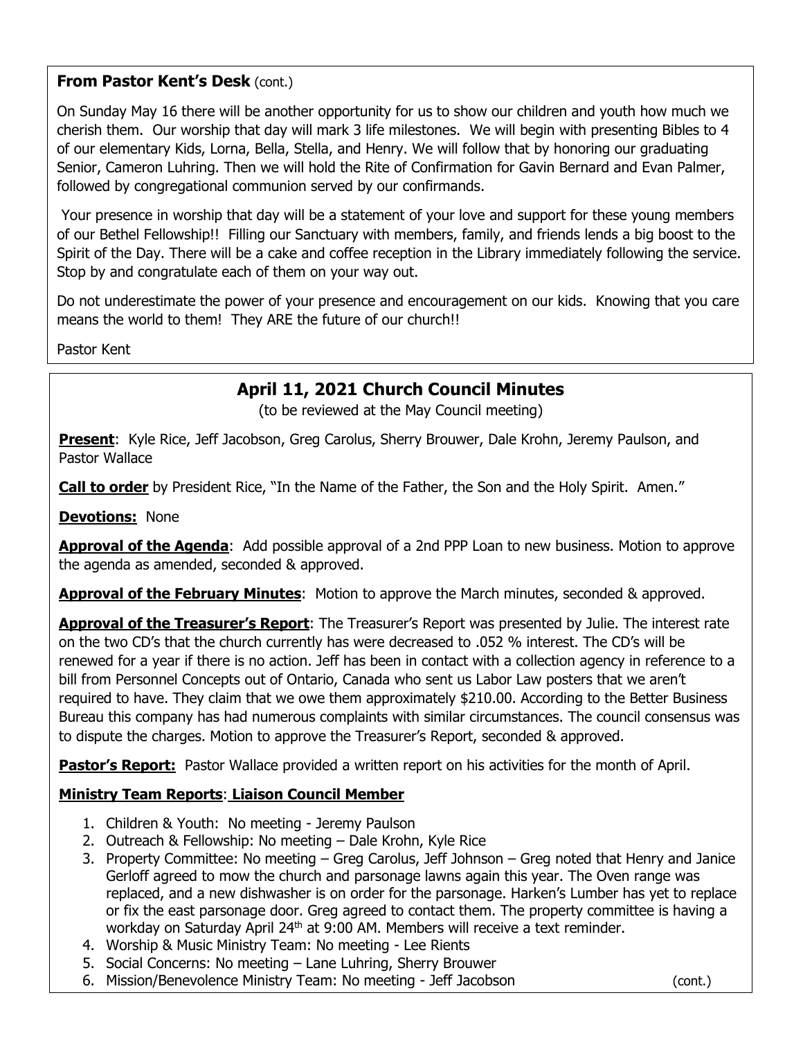**From Pastor Kent's Desk** (cont.)

On Sunday May 16 there will be another opportunity for us to show our children and youth how much we cherish them. Our worship that day will mark 3 life milestones. We will begin with presenting Bibles to 4 of our elementary Kids, Lorna, Bella, Stella, and Henry. We will follow that by honoring our graduating Senior, Cameron Luhring. Then we will hold the Rite of Confirmation for Gavin Bernard and Evan Palmer, followed by congregational communion served by our confirmands.

Your presence in worship that day will be a statement of your love and support for these young members of our Bethel Fellowship!! Filling our Sanctuary with members, family, and friends lends a big boost to the Spirit of the Day. There will be a cake and coffee reception in the Library immediately following the service. Stop by and congratulate each of them on your way out.

Do not underestimate the power of your presence and encouragement on our kids. Knowing that you care means the world to them! They ARE the future of our church!!

Pastor Kent

## April 11, 2021 Church Council Minutes

(to be reviewed at the May Council meeting)

**Present**: Kyle Rice, Jeff Jacobson, Greg Carolus, Sherry Brouwer, Dale Krohn, Jeremy Paulson, and Pastor Wallace

**Call to order** by President Rice, "In the Name of the Father, the Son and the Holy Spirit. Amen."

**Devotions:** None

**Approval of the Agenda**: Add possible approval of a 2nd PPP Loan to new business. Motion to approve the agenda as amended, seconded & approved.

**Approval of the February Minutes**: Motion to approve the March minutes, seconded & approved.

**Approval of the Treasurer's Report**: The Treasurer's Report was presented by Julie. The interest rate on the two CD's that the church currently has were decreased to .052 % interest. The CD's will be renewed for a year if there is no action. Jeff has been in contact with a collection agency in reference to a bill from Personnel Concepts out of Ontario, Canada who sent us Labor Law posters that we aren't required to have. They claim that we owe them approximately $210.00. According to the Better Business Bureau this company has had numerous complaints with similar circumstances. The council consensus was to dispute the charges. Motion to approve the Treasurer's Report, seconded & approved.

**Pastor's Report:** Pastor Wallace provided a written report on his activities for the month of April.

**Ministry Team Reports**: **Liaison Council Member**

1. Children & Youth: No meeting - Jeremy Paulson
2. Outreach & Fellowship: No meeting – Dale Krohn, Kyle Rice
3. Property Committee: No meeting – Greg Carolus, Jeff Johnson – Greg noted that Henry and Janice Gerloff agreed to mow the church and parsonage lawns again this year. The Oven range was replaced, and a new dishwasher is on order for the parsonage. Harken's Lumber has yet to replace or fix the east parsonage door. Greg agreed to contact them. The property committee is having a workday on Saturday April 24th at 9:00 AM. Members will receive a text reminder.
4. Worship & Music Ministry Team: No meeting - Lee Rients
5. Social Concerns: No meeting – Lane Luhring, Sherry Brouwer
6. Mission/Benevolence Ministry Team: No meeting - Jeff Jacobson (cont.)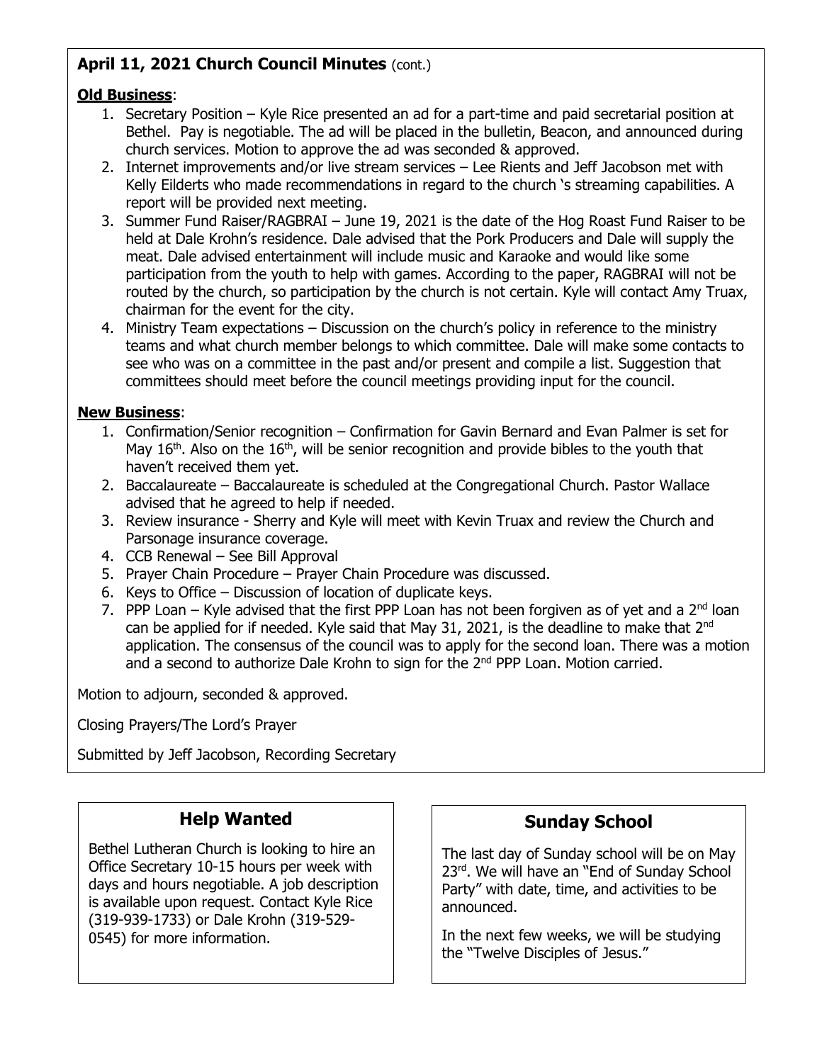## April 11, 2021 Church Council Minutes (cont.)

**Old Business**:

1. Secretary Position – Kyle Rice presented an ad for a part-time and paid secretarial position at Bethel. Pay is negotiable. The ad will be placed in the bulletin, Beacon, and announced during church services. Motion to approve the ad was seconded & approved.
2. Internet improvements and/or live stream services – Lee Rients and Jeff Jacobson met with Kelly Eilderts who made recommendations in regard to the church 's streaming capabilities. A report will be provided next meeting.
3. Summer Fund Raiser/RAGBRAI – June 19, 2021 is the date of the Hog Roast Fund Raiser to be held at Dale Krohn's residence. Dale advised that the Pork Producers and Dale will supply the meat. Dale advised entertainment will include music and Karaoke and would like some participation from the youth to help with games. According to the paper, RAGBRAI will not be routed by the church, so participation by the church is not certain. Kyle will contact Amy Truax, chairman for the event for the city.
4. Ministry Team expectations – Discussion on the church's policy in reference to the ministry teams and what church member belongs to which committee. Dale will make some contacts to see who was on a committee in the past and/or present and compile a list. Suggestion that committees should meet before the council meetings providing input for the council.

**New Business**:

1. Confirmation/Senior recognition – Confirmation for Gavin Bernard and Evan Palmer is set for May 16th. Also on the 16th, will be senior recognition and provide bibles to the youth that haven't received them yet.
2. Baccalaureate – Baccalaureate is scheduled at the Congregational Church. Pastor Wallace advised that he agreed to help if needed.
3. Review insurance - Sherry and Kyle will meet with Kevin Truax and review the Church and Parsonage insurance coverage.
4. CCB Renewal – See Bill Approval
5. Prayer Chain Procedure – Prayer Chain Procedure was discussed.
6. Keys to Office – Discussion of location of duplicate keys.
7. PPP Loan – Kyle advised that the first PPP Loan has not been forgiven as of yet and a 2nd loan can be applied for if needed. Kyle said that May 31, 2021, is the deadline to make that 2nd application. The consensus of the council was to apply for the second loan. There was a motion and a second to authorize Dale Krohn to sign for the 2nd PPP Loan. Motion carried.

Motion to adjourn, seconded & approved.

Closing Prayers/The Lord's Prayer

Submitted by Jeff Jacobson, Recording Secretary

## Help Wanted

Bethel Lutheran Church is looking to hire an Office Secretary 10-15 hours per week with days and hours negotiable. A job description is available upon request. Contact Kyle Rice (319-939-1733) or Dale Krohn (319-529-0545) for more information.

## Sunday School

The last day of Sunday school will be on May 23rd. We will have an "End of Sunday School Party" with date, time, and activities to be announced.

In the next few weeks, we will be studying the "Twelve Disciples of Jesus."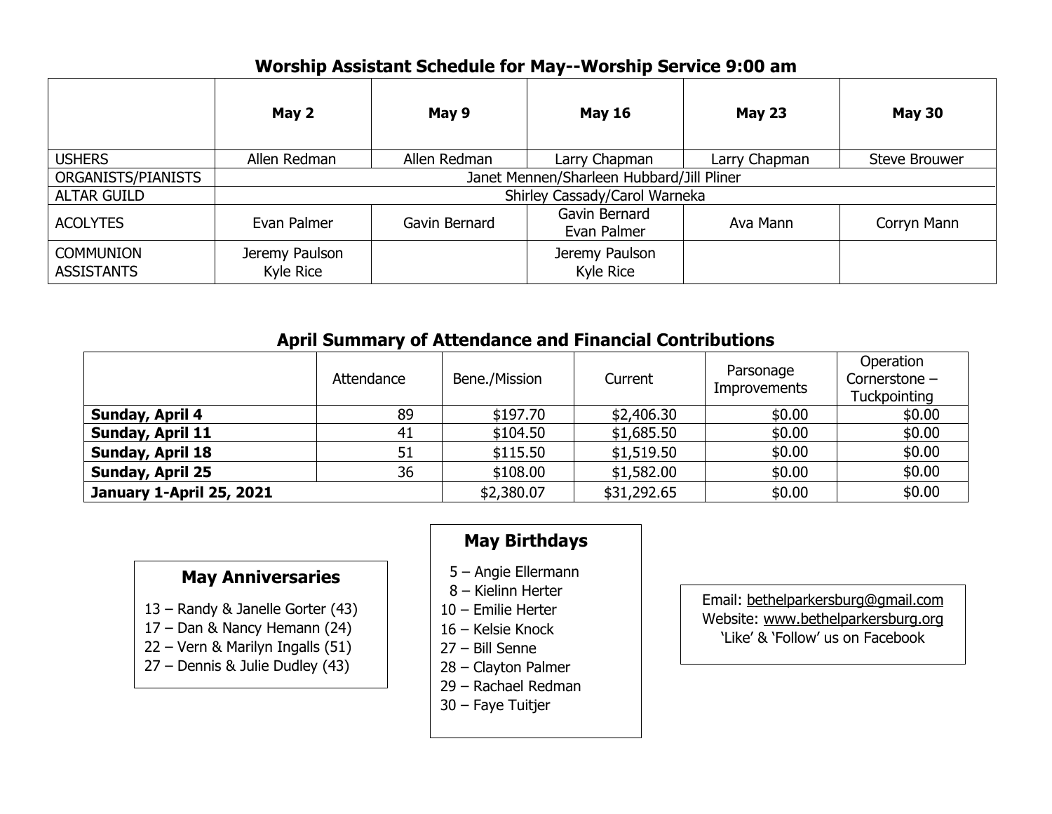## Worship Assistant Schedule for May--Worship Service 9:00 am

| | May 2 | May 9 | May 16 | May 23 | May 30 |
|---|---|---|---|---|---|
| USHERS | Allen Redman | Allen Redman | Larry Chapman | Larry Chapman | Steve Brouwer |
| ORGANISTS/PIANISTS | Janet Mennen/Sharleen Hubbard/Jill Pliner | | | | |
| ALTAR GUILD | Shirley Cassady/Carol Warneka | | | | |
| ACOLYTES | Evan Palmer | Gavin Bernard | Gavin Bernard<br>Evan Palmer | Ava Mann | Corryn Mann |
| COMMUNION ASSISTANTS | Jeremy Paulson<br>Kyle Rice | | Jeremy Paulson<br>Kyle Rice | | |

## April Summary of Attendance and Financial Contributions

| | Attendance | Bene./Mission | Current | Parsonage Improvements | Operation Cornerstone – Tuckpointing |
|---|---|---|---|---|---|
| **Sunday, April 4** | 89 | $197.70 | $2,406.30 | $0.00 | $0.00 |
| **Sunday, April 11** | 41 | $104.50 | $1,685.50 | $0.00 | $0.00 |
| **Sunday, April 18** | 51 | $115.50 | $1,519.50 | $0.00 | $0.00 |
| **Sunday, April 25** | 36 | $108.00 | $1,582.00 | $0.00 | $0.00 |
| **January 1-April 25, 2021** | | $2,380.07 | $31,292.65 | $0.00 | $0.00 |

### May Anniversaries

13 – Randy & Janelle Gorter (43)
17 – Dan & Nancy Hemann (24)
22 – Vern & Marilyn Ingalls (51)
27 – Dennis & Julie Dudley (43)

### May Birthdays

5 – Angie Ellermann
8 – Kielinn Herter
10 – Emilie Herter
16 – Kelsie Knock
27 – Bill Senne
28 – Clayton Palmer
29 – Rachael Redman
30 – Faye Tuitjer

Email: bethelparkersburg@gmail.com
Website: www.bethelparkersburg.org
'Like' & 'Follow' us on Facebook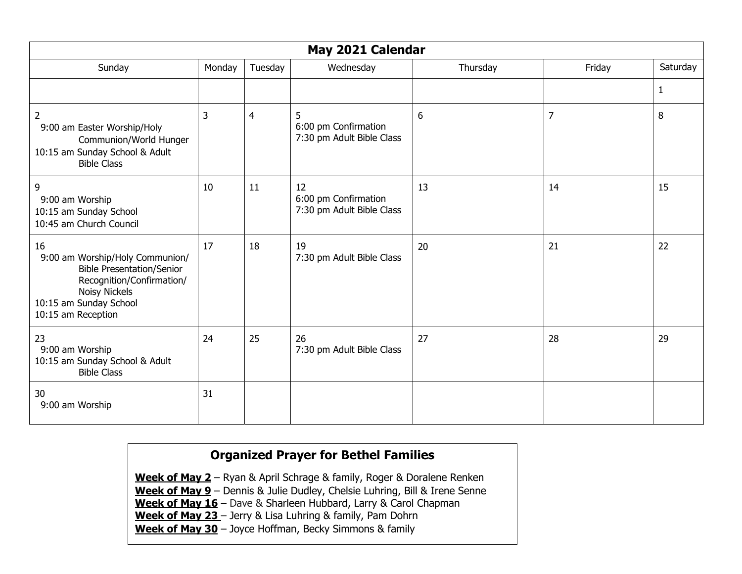| May 2021 Calendar | | | | | | |
|---|---|---|---|---|---|---|
| Sunday | Monday | Tuesday | Wednesday | Thursday | Friday | Saturday |
| | | | | | | 1 |
| 2<br>9:00 am Easter Worship/Holy Communion/World Hunger<br>10:15 am Sunday School & Adult Bible Class | 3 | 4 | 5<br>6:00 pm Confirmation<br>7:30 pm Adult Bible Class | 6 | 7 | 8 |
| 9<br>9:00 am Worship<br>10:15 am Sunday School<br>10:45 am Church Council | 10 | 11 | 12<br>6:00 pm Confirmation<br>7:30 pm Adult Bible Class | 13 | 14 | 15 |
| 16<br>9:00 am Worship/Holy Communion/ Bible Presentation/Senior Recognition/Confirmation/ Noisy Nickels<br>10:15 am Sunday School<br>10:15 am Reception | 17 | 18 | 19<br>7:30 pm Adult Bible Class | 20 | 21 | 22 |
| 23<br>9:00 am Worship<br>10:15 am Sunday School & Adult Bible Class | 24 | 25 | 26<br>7:30 pm Adult Bible Class | 27 | 28 | 29 |
| 30<br>9:00 am Worship | 31 | | | | | |

## Organized Prayer for Bethel Families

**Week of May 2** – Ryan & April Schrage & family, Roger & Doralene Renken
**Week of May 9** – Dennis & Julie Dudley, Chelsie Luhring, Bill & Irene Senne
**Week of May 16** – Dave & Sharleen Hubbard, Larry & Carol Chapman
**Week of May 23** – Jerry & Lisa Luhring & family, Pam Dohrn
**Week of May 30** – Joyce Hoffman, Becky Simmons & family